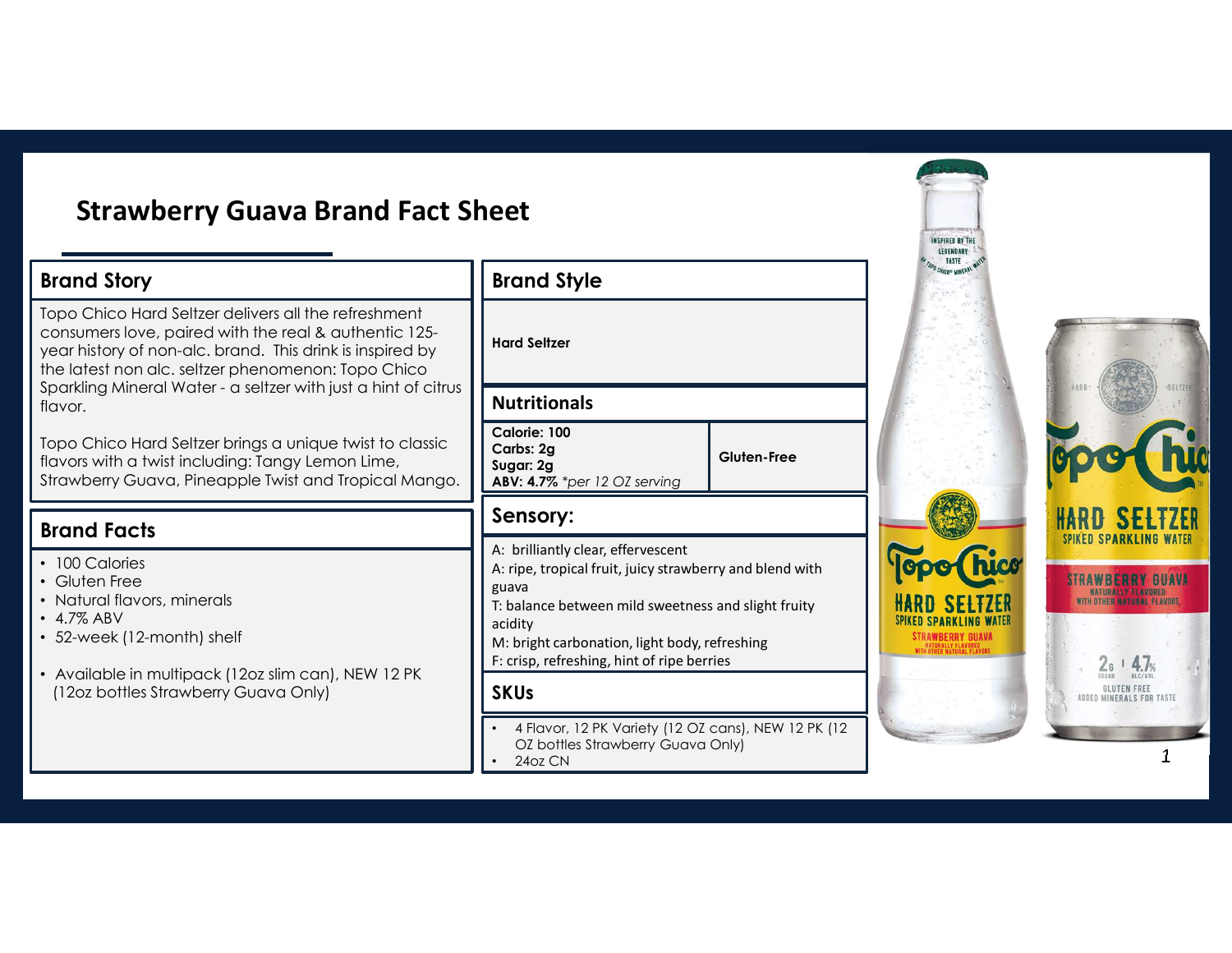# Strawberry Guava Brand Fact Sheet

## Brand Story

Topo Chico Hard Seltzer delivers all the refreshment consumers love, paired with the real & authentic 125-year history of non-alc. brand. This drink is inspired by the latest non alc. seltzer phenomenon: Topo Chico Sparkling Mineral Water - a seltzer with just a hint of citrus flavor.

Topo Chico Hard Seltzer brings a unique twist to classic flavors with a twist including: Tangy Lemon Lime, Strawberry Guava, Pineapple Twist and Tropical Mango.

## Brand Facts

- 100 Calories
- Gluten Free
- Natural flavors, minerals
- 4.7% ABV
- 52-week (12-month) shelf
- Available in multipack (12oz slim can), NEW 12 PK (12oz bottles Strawberry Guava Only)

## Brand Style

**Hard Seltzer**

## Nutritionals

| **Calorie: 100**<br>**Carbs: 2g**<br>**Sugar: 2g**<br>**ABV: 4.7%** *\*per 12 OZ serving* | **Gluten-Free** |
|---|---|

## Sensory:

A: brilliantly clear, effervescent
A: ripe, tropical fruit, juicy strawberry and blend with guava
T: balance between mild sweetness and slight fruity acidity
M: bright carbonation, light body, refreshing
F: crisp, refreshing, hint of ripe berries

## SKUs

- 4 Flavor, 12 PK Variety (12 OZ cans), NEW 12 PK (12 OZ bottles Strawberry Guava Only)
- 24oz CN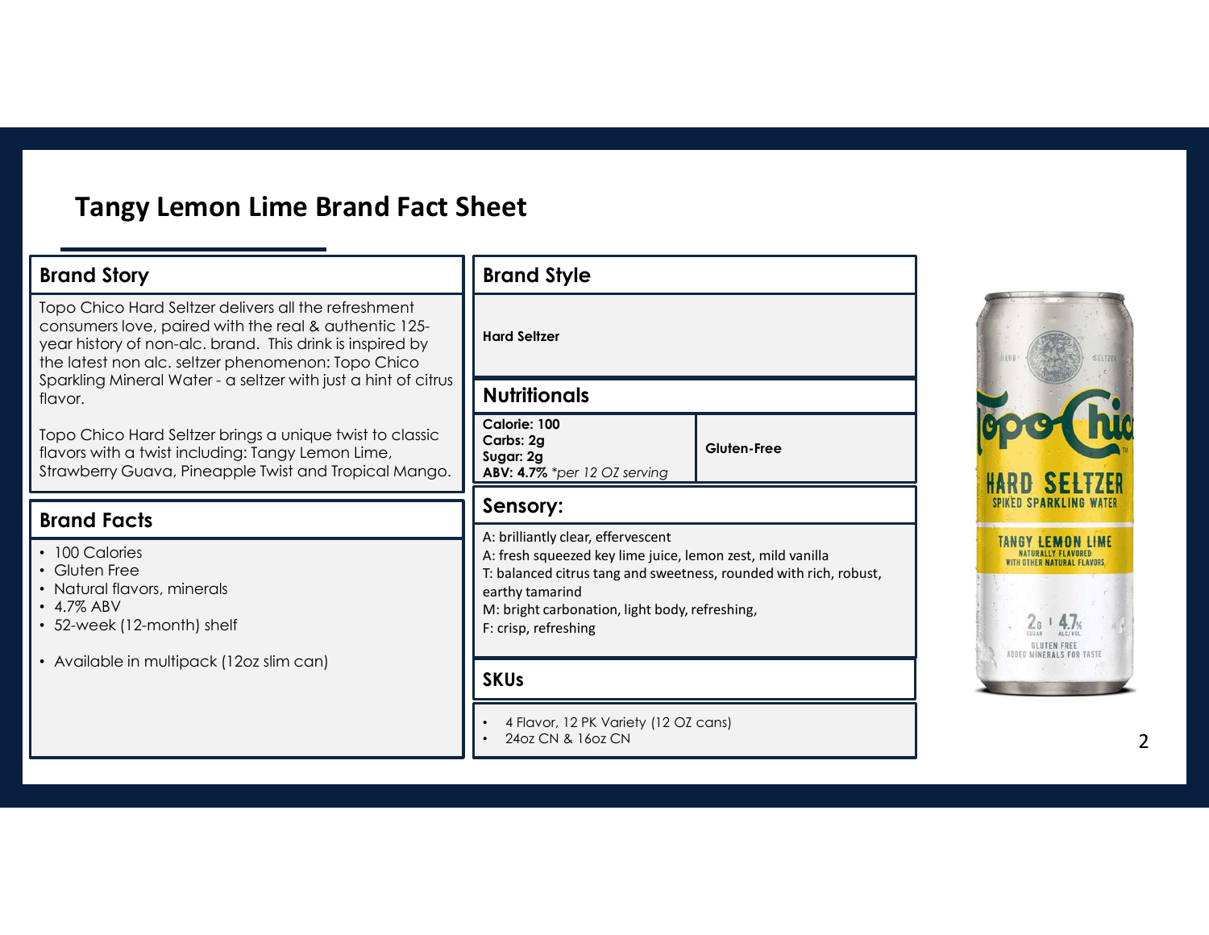# Tangy Lemon Lime Brand Fact Sheet

## Brand Story

Topo Chico Hard Seltzer delivers all the refreshment consumers love, paired with the real & authentic 125-year history of non-alc. brand. This drink is inspired by the latest non alc. seltzer phenomenon: Topo Chico Sparkling Mineral Water - a seltzer with just a hint of citrus flavor.

Topo Chico Hard Seltzer brings a unique twist to classic flavors with a twist including: Tangy Lemon Lime, Strawberry Guava, Pineapple Twist and Tropical Mango.

## Brand Facts

- 100 Calories
- Gluten Free
- Natural flavors, minerals
- 4.7% ABV
- 52-week (12-month) shelf
- Available in multipack (12oz slim can)

## Brand Style

**Hard Seltzer**

## Nutritionals

| **Calorie: 100**<br>**Carbs: 2g**<br>**Sugar: 2g**<br>**ABV: 4.7%** *\*per 12 OZ serving* | **Gluten-Free** |
| --- | --- |

## Sensory:

A: brilliantly clear, effervescent
A: fresh squeezed key lime juice, lemon zest, mild vanilla
T: balanced citrus tang and sweetness, rounded with rich, robust, earthy tamarind
M: bright carbonation, light body, refreshing,
F: crisp, refreshing

## SKUs

- 4 Flavor, 12 PK Variety (12 OZ cans)
- 24oz CN & 16oz CN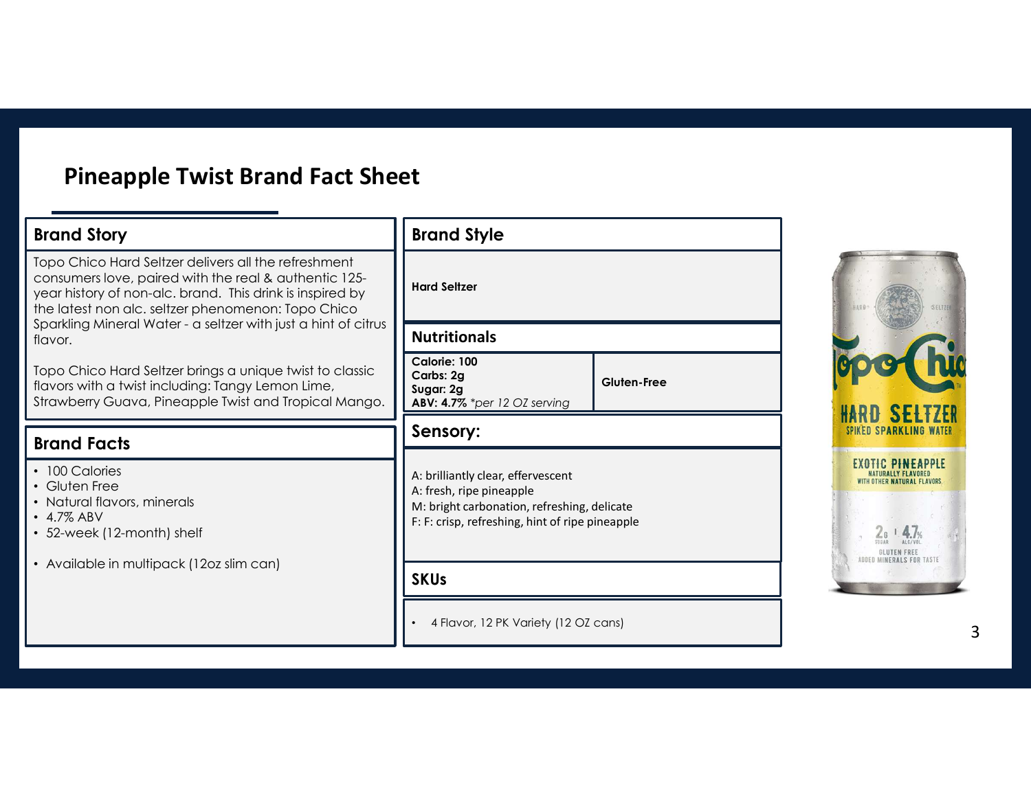# Pineapple Twist Brand Fact Sheet

## Brand Story

Topo Chico Hard Seltzer delivers all the refreshment consumers love, paired with the real & authentic 125-year history of non-alc. brand. This drink is inspired by the latest non alc. seltzer phenomenon: Topo Chico Sparkling Mineral Water - a seltzer with just a hint of citrus flavor.

Topo Chico Hard Seltzer brings a unique twist to classic flavors with a twist including: Tangy Lemon Lime, Strawberry Guava, Pineapple Twist and Tropical Mango.

## Brand Facts

- 100 Calories
- Gluten Free
- Natural flavors, minerals
- 4.7% ABV
- 52-week (12-month) shelf
- Available in multipack (12oz slim can)

## Brand Style

**Hard Seltzer**

## Nutritionals

| **Calorie: 100**<br>**Carbs: 2g**<br>**Sugar: 2g**<br>**ABV: 4.7%** *\*per 12 OZ serving* | **Gluten-Free** |
|---|---|

## Sensory:

A: brilliantly clear, effervescent
A: fresh, ripe pineapple
M: bright carbonation, refreshing, delicate
F: F: crisp, refreshing, hint of ripe pineapple

## SKUs

- 4 Flavor, 12 PK Variety (12 OZ cans)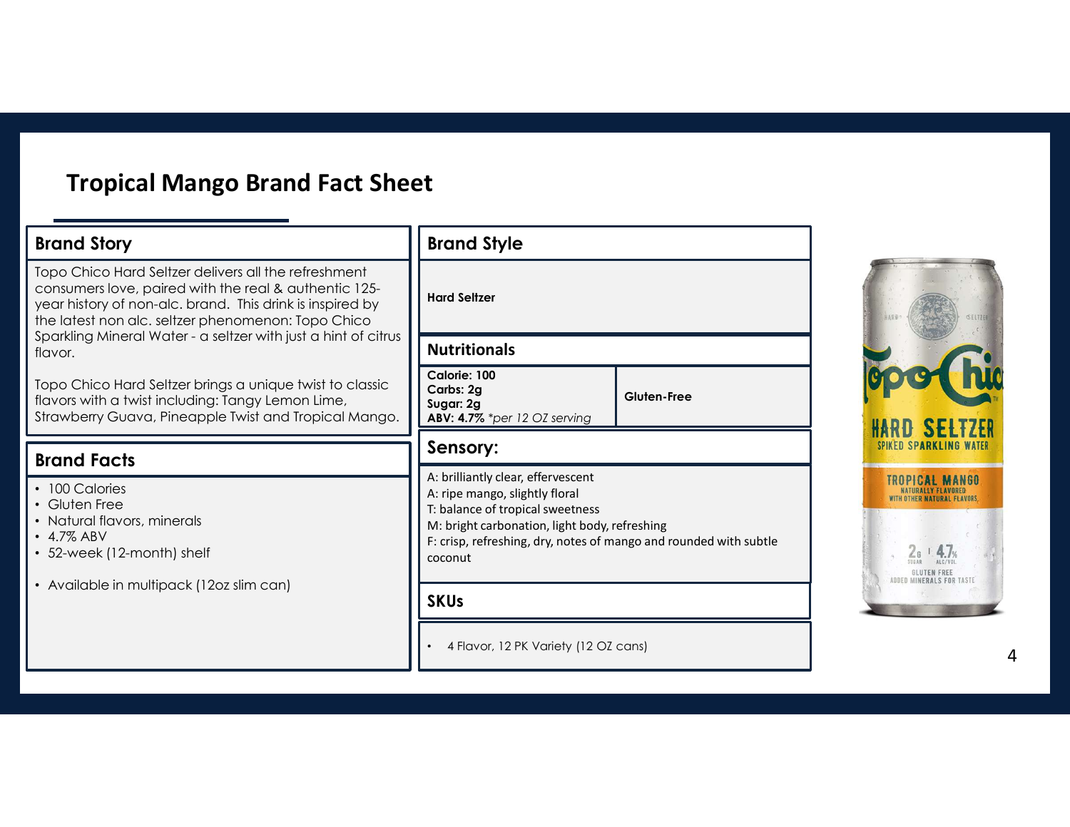# Tropical Mango Brand Fact Sheet

## Brand Story

Topo Chico Hard Seltzer delivers all the refreshment consumers love, paired with the real & authentic 125-year history of non-alc. brand. This drink is inspired by the latest non alc. seltzer phenomenon: Topo Chico Sparkling Mineral Water - a seltzer with just a hint of citrus flavor.

Topo Chico Hard Seltzer brings a unique twist to classic flavors with a twist including: Tangy Lemon Lime, Strawberry Guava, Pineapple Twist and Tropical Mango.

## Brand Facts

- 100 Calories
- Gluten Free
- Natural flavors, minerals
- 4.7% ABV
- 52-week (12-month) shelf
- Available in multipack (12oz slim can)

## Brand Style

**Hard Seltzer**

## Nutritionals

| | |
|---|---|
| **Calorie: 100**<br>**Carbs: 2g**<br>**Sugar: 2g**<br>**ABV: 4.7%** *\*per 12 OZ serving* | **Gluten-Free** |

## Sensory:

A: brilliantly clear, effervescent
A: ripe mango, slightly floral
T: balance of tropical sweetness
M: bright carbonation, light body, refreshing
F: crisp, refreshing, dry, notes of mango and rounded with subtle coconut

## SKUs

- 4 Flavor, 12 PK Variety (12 OZ cans)